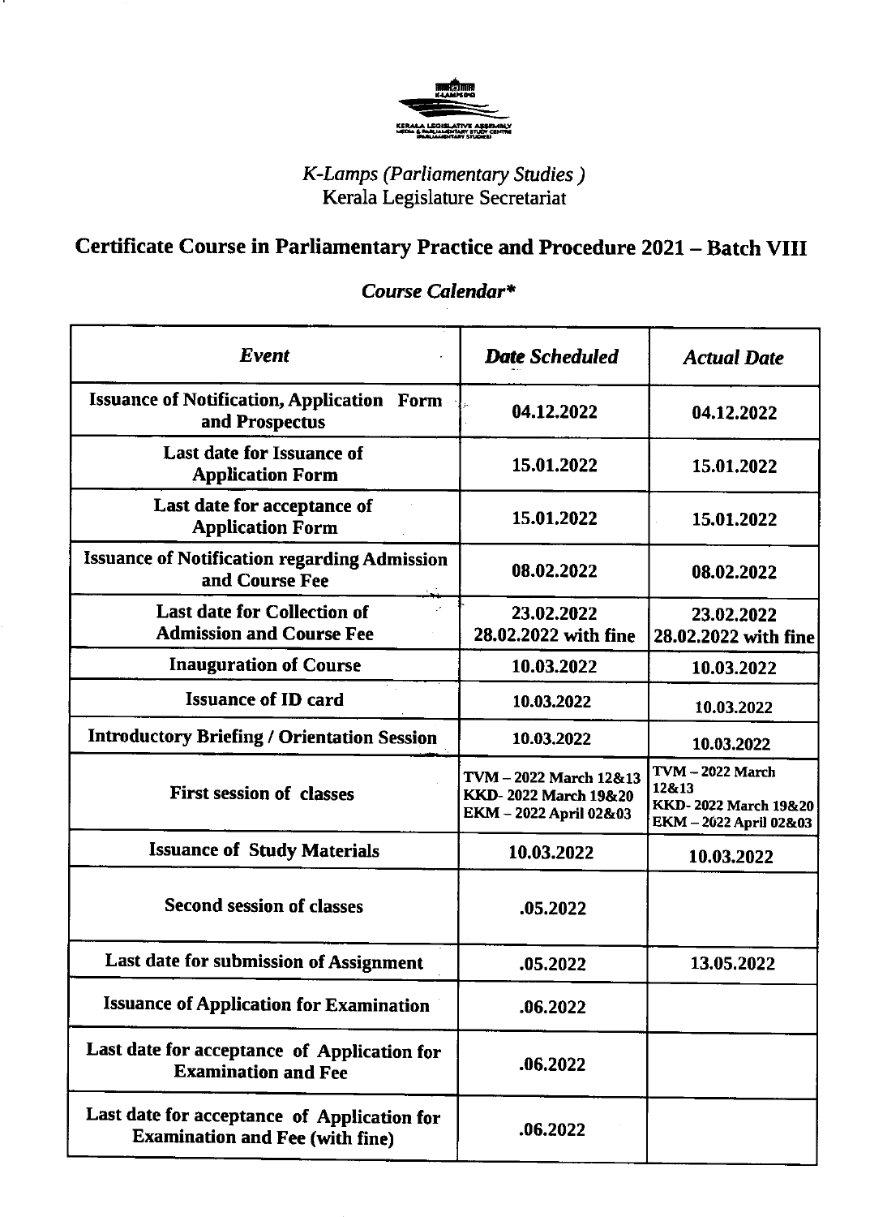*K-Lamps (Parliamentary Studies )*
Kerala Legislature Secretariat

# Certificate Course in Parliamentary Practice and Procedure 2021 – Batch VIII

## *Course Calendar**

| *Event* | *Date Scheduled* | *Actual Date* |
|---|---|---|
| **Issuance of Notification, Application Form and Prospectus** | **04.12.2022** | **04.12.2022** |
| **Last date for Issuance of Application Form** | **15.01.2022** | **15.01.2022** |
| **Last date for acceptance of Application Form** | **15.01.2022** | **15.01.2022** |
| **Issuance of Notification regarding Admission and Course Fee** | **08.02.2022** | **08.02.2022** |
| **Last date for Collection of Admission and Course Fee** | **23.02.2022**<br>**28.02.2022 with fine** | **23.02.2022**<br>**28.02.2022 with fine** |
| **Inauguration of Course** | **10.03.2022** | **10.03.2022** |
| **Issuance of ID card** | **10.03.2022** | **10.03.2022** |
| **Introductory Briefing / Orientation Session** | **10.03.2022** | **10.03.2022** |
| **First session of classes** | **TVM – 2022 March 12&13**<br>**KKD- 2022 March 19&20**<br>**EKM – 2022 April 02&03** | **TVM – 2022 March 12&13**<br>**KKD- 2022 March 19&20**<br>**EKM – 2022 April 02&03** |
| **Issuance of Study Materials** | **10.03.2022** | **10.03.2022** |
| **Second session of classes** | **.05.2022** | |
| **Last date for submission of Assignment** | **.05.2022** | **13.05.2022** |
| **Issuance of Application for Examination** | **.06.2022** | |
| **Last date for acceptance of Application for Examination and Fee** | **.06.2022** | |
| **Last date for acceptance of Application for Examination and Fee (with fine)** | **.06.2022** | |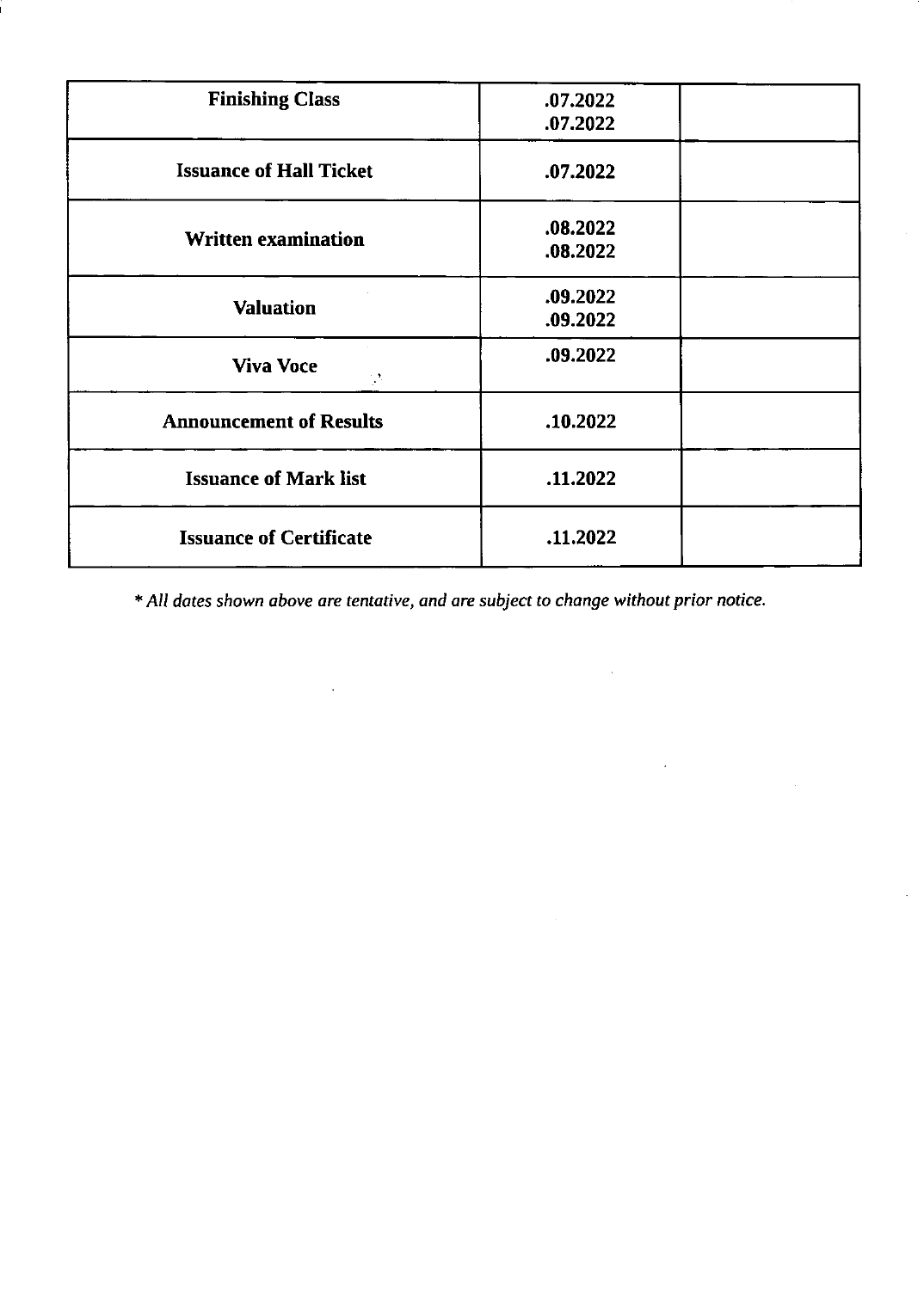| | | |
|---|---|---|
| **Finishing Class** | **.07.2022**<br>**.07.2022** | |
| **Issuance of Hall Ticket** | **.07.2022** | |
| **Written examination** | **.08.2022**<br>**.08.2022** | |
| **Valuation** | **.09.2022**<br>**.09.2022** | |
| **Viva Voce** | **.09.2022** | |
| **Announcement of Results** | **.10.2022** | |
| **Issuance of Mark list** | **.11.2022** | |
| **Issuance of Certificate** | **.11.2022** | |

*\* All dates shown above are tentative, and are subject to change without prior notice.*